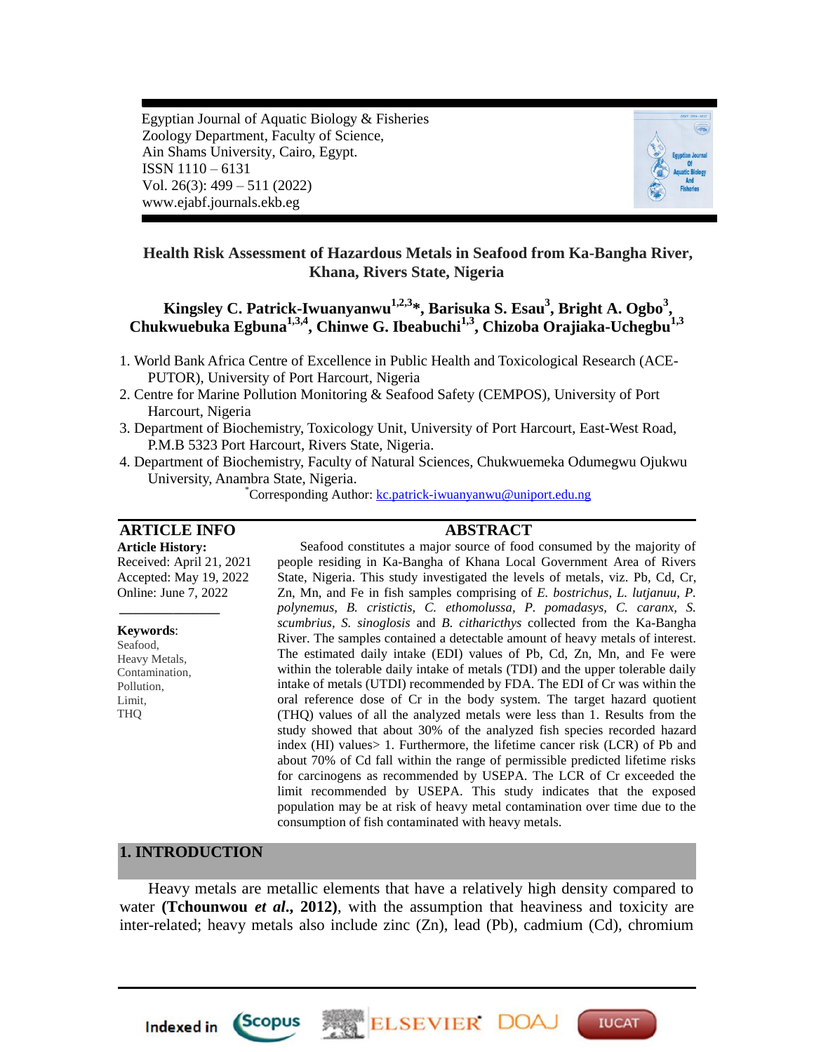Egyptian Journal of Aquatic Biology & Fisheries
Zoology Department, Faculty of Science,
Ain Shams University, Cairo, Egypt.
ISSN 1110 – 6131
Vol. 26(3): 499 – 511 (2022)
www.ejabf.journals.ekb.eg

# Health Risk Assessment of Hazardous Metals in Seafood from Ka-Bangha River, Khana, Rivers State, Nigeria

**Kingsley C. Patrick-Iwuanyanwu[1,2,3]*, Barisuka S. Esau[3], Bright A. Ogbo[3], Chukwuebuka Egbuna[1,3,4], Chinwe G. Ibeabuchi[1,3], Chizoba Orajiaka-Uchegbu[1,3]**

1. World Bank Africa Centre of Excellence in Public Health and Toxicological Research (ACE-PUTOR), University of Port Harcourt, Nigeria
2. Centre for Marine Pollution Monitoring & Seafood Safety (CEMPOS), University of Port Harcourt, Nigeria
3. Department of Biochemistry, Toxicology Unit, University of Port Harcourt, East-West Road, P.M.B 5323 Port Harcourt, Rivers State, Nigeria.
4. Department of Biochemistry, Faculty of Natural Sciences, Chukwuemeka Odumegwu Ojukwu University, Anambra State, Nigeria.

*Corresponding Author: kc.patrick-iwuanyanwu@uniport.edu.ng

## ARTICLE INFO

**Article History:**
Received: April 21, 2021
Accepted: May 19, 2022
Online: June 7, 2022

**Keywords**:
Seafood,
Heavy Metals,
Contamination,
Pollution,
Limit,
THQ

## ABSTRACT

Seafood constitutes a major source of food consumed by the majority of people residing in Ka-Bangha of Khana Local Government Area of Rivers State, Nigeria. This study investigated the levels of metals, viz. Pb, Cd, Cr, Zn, Mn, and Fe in fish samples comprising of *E. bostrichus, L. lutjanuu, P. polynemus, B. cristictis, C. ethomolussa, P. pomadasys, C. caranx, S. scumbrius, S. sinoglosis* and *B. citharicthys* collected from the Ka-Bangha River. The samples contained a detectable amount of heavy metals of interest. The estimated daily intake (EDI) values of Pb, Cd, Zn, Mn, and Fe were within the tolerable daily intake of metals (TDI) and the upper tolerable daily intake of metals (UTDI) recommended by FDA. The EDI of Cr was within the oral reference dose of Cr in the body system. The target hazard quotient (THQ) values of all the analyzed metals were less than 1. Results from the study showed that about 30% of the analyzed fish species recorded hazard index (HI) values> 1. Furthermore, the lifetime cancer risk (LCR) of Pb and about 70% of Cd fall within the range of permissible predicted lifetime risks for carcinogens as recommended by USEPA. The LCR of Cr exceeded the limit recommended by USEPA. This study indicates that the exposed population may be at risk of heavy metal contamination over time due to the consumption of fish contaminated with heavy metals.

## 1. INTRODUCTION

Heavy metals are metallic elements that have a relatively high density compared to water **(Tchounwou *et al.*, 2012)**, with the assumption that heaviness and toxicity are inter-related; heavy metals also include zinc (Zn), lead (Pb), cadmium (Cd), chromium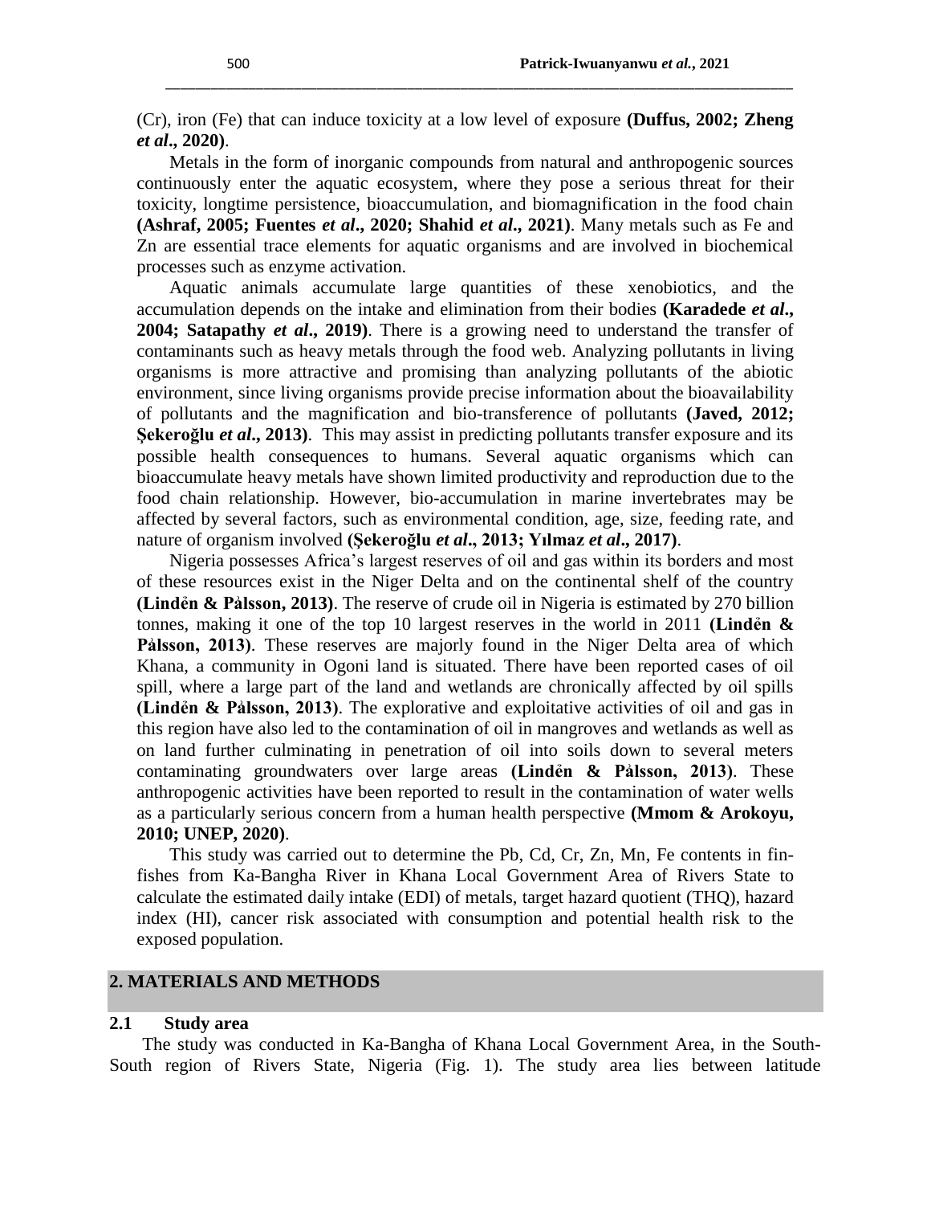(Cr), iron (Fe) that can induce toxicity at a low level of exposure **(Duffus, 2002; Zheng *et al*., 2020)**.

Metals in the form of inorganic compounds from natural and anthropogenic sources continuously enter the aquatic ecosystem, where they pose a serious threat for their toxicity, longtime persistence, bioaccumulation, and biomagnification in the food chain **(Ashraf, 2005; Fuentes *et al*., 2020; Shahid *et al*., 2021)**. Many metals such as Fe and Zn are essential trace elements for aquatic organisms and are involved in biochemical processes such as enzyme activation.

Aquatic animals accumulate large quantities of these xenobiotics, and the accumulation depends on the intake and elimination from their bodies **(Karadede *et al*., 2004; Satapathy *et al*., 2019)**. There is a growing need to understand the transfer of contaminants such as heavy metals through the food web. Analyzing pollutants in living organisms is more attractive and promising than analyzing pollutants of the abiotic environment, since living organisms provide precise information about the bioavailability of pollutants and the magnification and bio-transference of pollutants **(Javed, 2012; Şekeroğlu *et al*., 2013)**. This may assist in predicting pollutants transfer exposure and its possible health consequences to humans. Several aquatic organisms which can bioaccumulate heavy metals have shown limited productivity and reproduction due to the food chain relationship. However, bio-accumulation in marine invertebrates may be affected by several factors, such as environmental condition, age, size, feeding rate, and nature of organism involved **(Şekeroğlu *et al*., 2013; Yılmaz *et al*., 2017)**.

Nigeria possesses Africa's largest reserves of oil and gas within its borders and most of these resources exist in the Niger Delta and on the continental shelf of the country **(Lindėn & Pålsson, 2013)**. The reserve of crude oil in Nigeria is estimated by 270 billion tonnes, making it one of the top 10 largest reserves in the world in 2011 **(Lindėn & Pålsson, 2013)**. These reserves are majorly found in the Niger Delta area of which Khana, a community in Ogoni land is situated. There have been reported cases of oil spill, where a large part of the land and wetlands are chronically affected by oil spills **(Lindėn & Pålsson, 2013)**. The explorative and exploitative activities of oil and gas in this region have also led to the contamination of oil in mangroves and wetlands as well as on land further culminating in penetration of oil into soils down to several meters contaminating groundwaters over large areas **(Lindėn & Pålsson, 2013)**. These anthropogenic activities have been reported to result in the contamination of water wells as a particularly serious concern from a human health perspective **(Mmom & Arokoyu, 2010; UNEP, 2020)**.

This study was carried out to determine the Pb, Cd, Cr, Zn, Mn, Fe contents in fin-fishes from Ka-Bangha River in Khana Local Government Area of Rivers State to calculate the estimated daily intake (EDI) of metals, target hazard quotient (THQ), hazard index (HI), cancer risk associated with consumption and potential health risk to the exposed population.

## 2. MATERIALS AND METHODS

### 2.1 Study area

The study was conducted in Ka-Bangha of Khana Local Government Area, in the South-South region of Rivers State, Nigeria (Fig. 1). The study area lies between latitude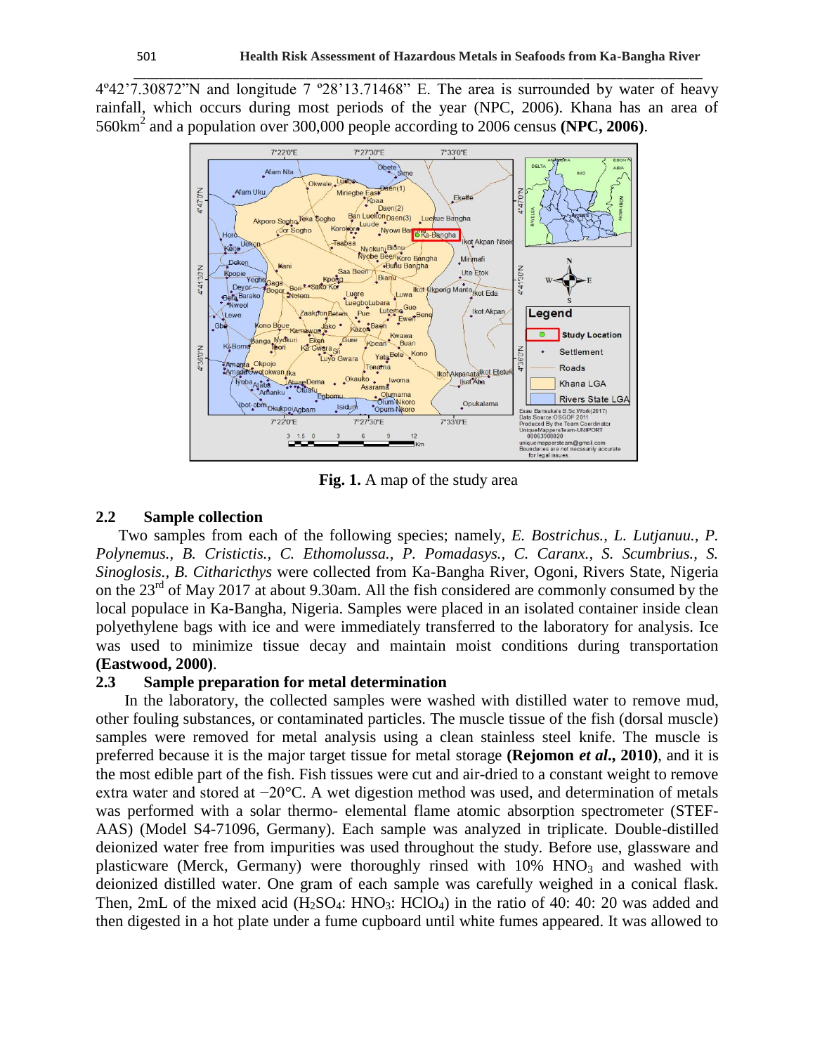4º42'7.30872"N and longitude 7 º28'13.71468" E. The area is surrounded by water of heavy rainfall, which occurs during most periods of the year (NPC, 2006). Khana has an area of 560km$^2$ and a population over 300,000 people according to 2006 census **(NPC, 2006)**.

**Fig. 1.** A map of the study area

## 2.2 Sample collection

Two samples from each of the following species; namely, *E. Bostrichus., L. Lutjanuu., P. Polynemus., B. Cristictis., C. Ethomolussa., P. Pomadasys., C. Caranx., S. Scumbrius., S. Sinoglosis., B. Citharicthys* were collected from Ka-Bangha River, Ogoni, Rivers State, Nigeria on the 23$^{rd}$ of May 2017 at about 9.30am. All the fish considered are commonly consumed by the local populace in Ka-Bangha, Nigeria. Samples were placed in an isolated container inside clean polyethylene bags with ice and were immediately transferred to the laboratory for analysis. Ice was used to minimize tissue decay and maintain moist conditions during transportation **(Eastwood, 2000)**.

## 2.3 Sample preparation for metal determination

In the laboratory, the collected samples were washed with distilled water to remove mud, other fouling substances, or contaminated particles. The muscle tissue of the fish (dorsal muscle) samples were removed for metal analysis using a clean stainless steel knife. The muscle is preferred because it is the major target tissue for metal storage **(Rejomon *et al*., 2010)**, and it is the most edible part of the fish. Fish tissues were cut and air-dried to a constant weight to remove extra water and stored at −20°C. A wet digestion method was used, and determination of metals was performed with a solar thermo- elemental flame atomic absorption spectrometer (STEF-AAS) (Model S4-71096, Germany). Each sample was analyzed in triplicate. Double-distilled deionized water free from impurities was used throughout the study. Before use, glassware and plasticware (Merck, Germany) were thoroughly rinsed with 10% $HNO_3$ and washed with deionized distilled water. One gram of each sample was carefully weighed in a conical flask. Then, 2mL of the mixed acid ($H_2SO_4$: $HNO_3$: $HClO_4$) in the ratio of 40: 40: 20 was added and then digested in a hot plate under a fume cupboard until white fumes appeared. It was allowed to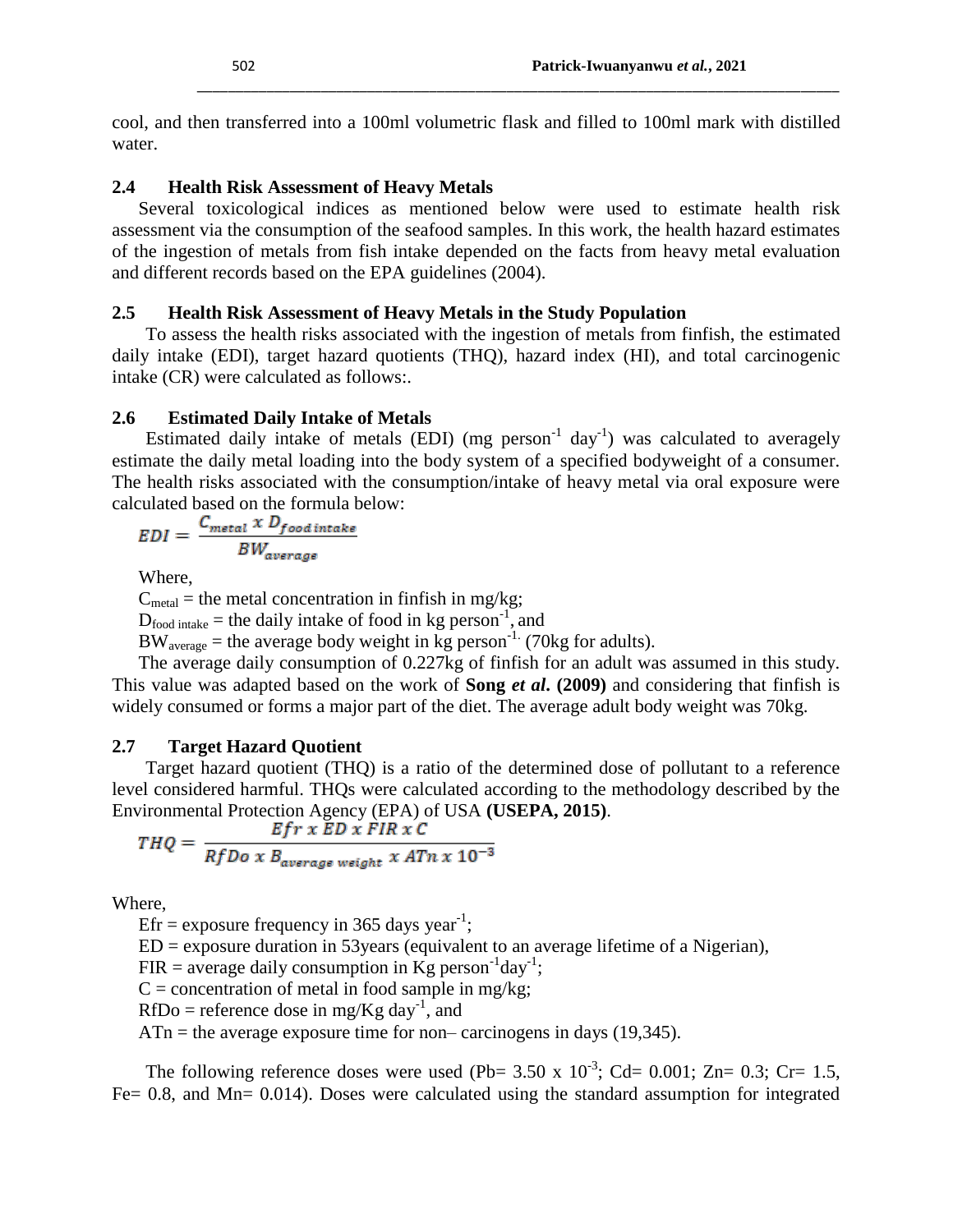cool, and then transferred into a 100ml volumetric flask and filled to 100ml mark with distilled water.

## 2.4 Health Risk Assessment of Heavy Metals

Several toxicological indices as mentioned below were used to estimate health risk assessment via the consumption of the seafood samples. In this work, the health hazard estimates of the ingestion of metals from fish intake depended on the facts from heavy metal evaluation and different records based on the EPA guidelines (2004).

## 2.5 Health Risk Assessment of Heavy Metals in the Study Population

To assess the health risks associated with the ingestion of metals from finfish, the estimated daily intake (EDI), target hazard quotients (THQ), hazard index (HI), and total carcinogenic intake (CR) were calculated as follows:.

## 2.6 Estimated Daily Intake of Metals

Estimated daily intake of metals (EDI) (mg $person^{-1}$ $day^{-1}$) was calculated to averagely estimate the daily metal loading into the body system of a specified bodyweight of a consumer. The health risks associated with the consumption/intake of heavy metal via oral exposure were calculated based on the formula below:

$$EDI = \frac{C_{metal} \ x \ D_{food \ intake}}{BW_{average}}$$

Where,

$C_{metal}$ = the metal concentration in finfish in mg/kg;

$D_{food \ intake}$ = the daily intake of food in kg $person^{-1}$, and

$BW_{average}$ = the average body weight in kg $person^{-1.}$ (70kg for adults).

The average daily consumption of 0.227kg of finfish for an adult was assumed in this study. This value was adapted based on the work of **Song *et al*. (2009)** and considering that finfish is widely consumed or forms a major part of the diet. The average adult body weight was 70kg.

## 2.7 Target Hazard Quotient

Target hazard quotient (THQ) is a ratio of the determined dose of pollutant to a reference level considered harmful. THQs were calculated according to the methodology described by the Environmental Protection Agency (EPA) of USA **(USEPA, 2015)**.

$$THQ = \frac{Efr \ x \ ED \ x \ FIR \ x \ C}{RfDo \ x \ B_{average \ weight} \ x \ ATn \ x \ 10^{-3}}$$

Where,

Efr = exposure frequency in 365 days $year^{-1}$;

ED = exposure duration in 53years (equivalent to an average lifetime of a Nigerian),

FIR = average daily consumption in Kg $person^{-1}day^{-1}$;

C = concentration of metal in food sample in mg/kg;

RfDo = reference dose in mg/Kg $day^{-1}$, and

ATn = the average exposure time for non– carcinogens in days (19,345).

The following reference doses were used (Pb= 3.50 x $10^{-3}$; Cd= 0.001; Zn= 0.3; Cr= 1.5, Fe= 0.8, and Mn= 0.014). Doses were calculated using the standard assumption for integrated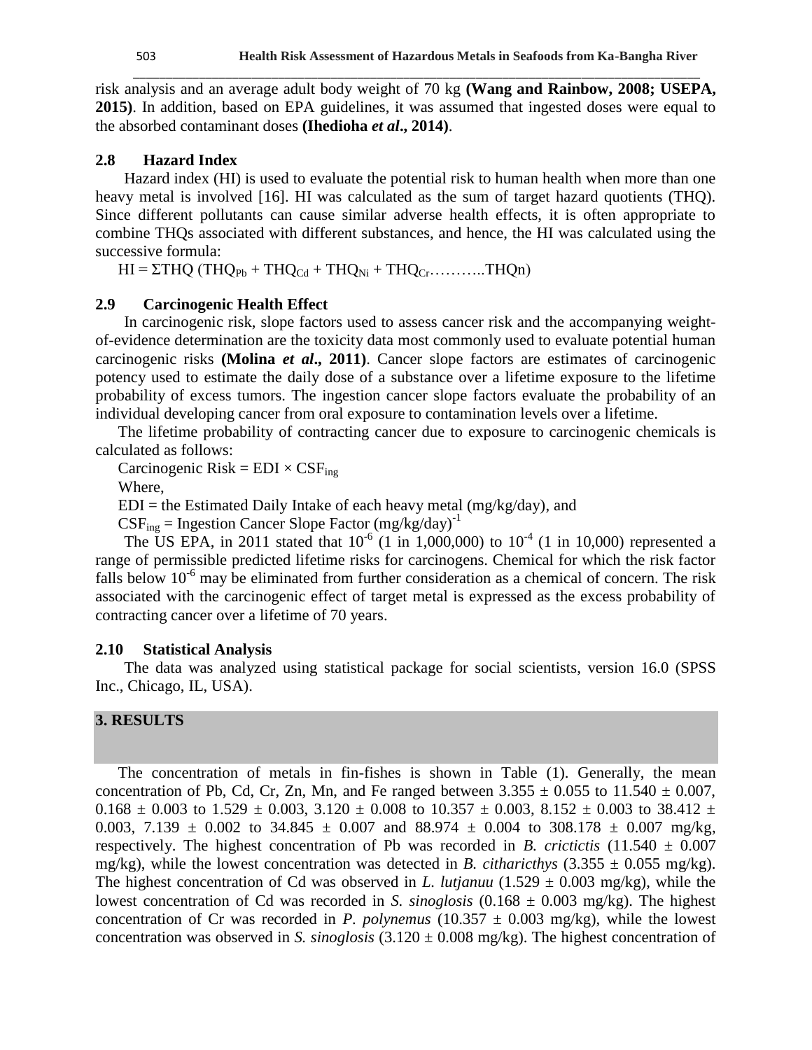risk analysis and an average adult body weight of 70 kg **(Wang and Rainbow, 2008; USEPA, 2015)**. In addition, based on EPA guidelines, it was assumed that ingested doses were equal to the absorbed contaminant doses **(Ihedioha *et al*., 2014)**.

### 2.8 Hazard Index

Hazard index (HI) is used to evaluate the potential risk to human health when more than one heavy metal is involved [16]. HI was calculated as the sum of target hazard quotients (THQ). Since different pollutants can cause similar adverse health effects, it is often appropriate to combine THQs associated with different substances, and hence, the HI was calculated using the successive formula:

$$HI = \Sigma THQ\ (THQ_{Pb} + THQ_{Cd} + THQ_{Ni} + THQ_{Cr} \ldots\ldots\ldots\ldots THQn)$$

### 2.9 Carcinogenic Health Effect

In carcinogenic risk, slope factors used to assess cancer risk and the accompanying weight-of-evidence determination are the toxicity data most commonly used to evaluate potential human carcinogenic risks **(Molina *et al*., 2011)**. Cancer slope factors are estimates of carcinogenic potency used to estimate the daily dose of a substance over a lifetime exposure to the lifetime probability of excess tumors. The ingestion cancer slope factors evaluate the probability of an individual developing cancer from oral exposure to contamination levels over a lifetime.

The lifetime probability of contracting cancer due to exposure to carcinogenic chemicals is calculated as follows:

$$\text{Carcinogenic Risk} = EDI \times CSF_{ing}$$

Where,

EDI = the Estimated Daily Intake of each heavy metal (mg/kg/day), and

$CSF_{ing}$ = Ingestion Cancer Slope Factor $(mg/kg/day)^{-1}$

The US EPA, in 2011 stated that $10^{-6}$ (1 in 1,000,000) to $10^{-4}$ (1 in 10,000) represented a range of permissible predicted lifetime risks for carcinogens. Chemical for which the risk factor falls below $10^{-6}$ may be eliminated from further consideration as a chemical of concern. The risk associated with the carcinogenic effect of target metal is expressed as the excess probability of contracting cancer over a lifetime of 70 years.

### 2.10 Statistical Analysis

The data was analyzed using statistical package for social scientists, version 16.0 (SPSS Inc., Chicago, IL, USA).

## 3. RESULTS

The concentration of metals in fin-fishes is shown in Table (1). Generally, the mean concentration of Pb, Cd, Cr, Zn, Mn, and Fe ranged between 3.355 ± 0.055 to 11.540 ± 0.007, 0.168 ± 0.003 to 1.529 ± 0.003, 3.120 ± 0.008 to 10.357 ± 0.003, 8.152 ± 0.003 to 38.412 ± 0.003, 7.139 ± 0.002 to 34.845 ± 0.007 and 88.974 ± 0.004 to 308.178 ± 0.007 mg/kg, respectively. The highest concentration of Pb was recorded in *B. crictictis* (11.540 ± 0.007 mg/kg), while the lowest concentration was detected in *B. citharicthys* (3.355 ± 0.055 mg/kg). The highest concentration of Cd was observed in *L. lutjanuu* (1.529 ± 0.003 mg/kg), while the lowest concentration of Cd was recorded in *S. sinoglosis* (0.168 ± 0.003 mg/kg). The highest concentration of Cr was recorded in *P. polynemus* (10.357 ± 0.003 mg/kg), while the lowest concentration was observed in *S. sinoglosis* (3.120 ± 0.008 mg/kg). The highest concentration of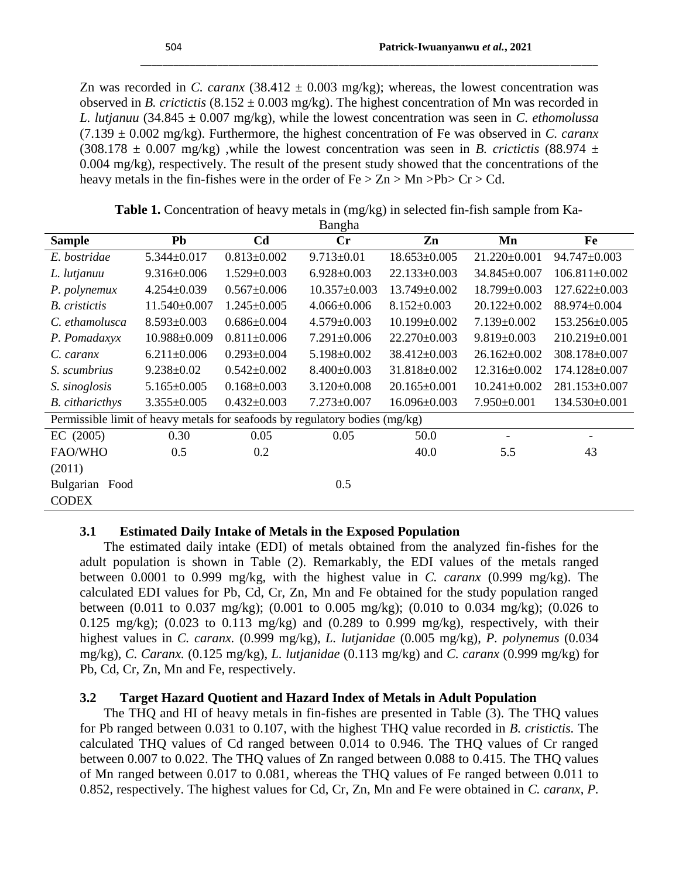Zn was recorded in *C. caranx* (38.412 ± 0.003 mg/kg); whereas, the lowest concentration was observed in *B. crictictis* (8.152 ± 0.003 mg/kg). The highest concentration of Mn was recorded in *L. lutjanuu* (34.845 ± 0.007 mg/kg), while the lowest concentration was seen in *C. ethomolussa* (7.139 ± 0.002 mg/kg). Furthermore, the highest concentration of Fe was observed in *C. caranx* (308.178 ± 0.007 mg/kg) ,while the lowest concentration was seen in *B. crictictis* (88.974 ± 0.004 mg/kg), respectively. The result of the present study showed that the concentrations of the heavy metals in the fin-fishes were in the order of Fe > Zn > Mn >Pb> Cr > Cd.

**Table 1.** Concentration of heavy metals in (mg/kg) in selected fin-fish sample from Ka-Bangha

| Sample | Pb | Cd | Cr | Zn | Mn | Fe |
|---|---|---|---|---|---|---|
| *E. bostridae* | 5.344±0.017 | 0.813±0.002 | 9.713±0.01 | 18.653±0.005 | 21.220±0.001 | 94.747±0.003 |
| *L. lutjanuu* | 9.316±0.006 | 1.529±0.003 | 6.928±0.003 | 22.133±0.003 | 34.845±0.007 | 106.811±0.002 |
| *P. polynemux* | 4.254±0.039 | 0.567±0.006 | 10.357±0.003 | 13.749±0.002 | 18.799±0.003 | 127.622±0.003 |
| *B. cristictis* | 11.540±0.007 | 1.245±0.005 | 4.066±0.006 | 8.152±0.003 | 20.122±0.002 | 88.974±0.004 |
| *C. ethamolusca* | 8.593±0.003 | 0.686±0.004 | 4.579±0.003 | 10.199±0.002 | 7.139±0.002 | 153.256±0.005 |
| *P. Pomadaxyx* | 10.988±0.009 | 0.811±0.006 | 7.291±0.006 | 22.270±0.003 | 9.819±0.003 | 210.219±0.001 |
| *C. caranx* | 6.211±0.006 | 0.293±0.004 | 5.198±0.002 | 38.412±0.003 | 26.162±0.002 | 308.178±0.007 |
| *S. scumbrius* | 9.238±0.02 | 0.542±0.002 | 8.400±0.003 | 31.818±0.002 | 12.316±0.002 | 174.128±0.007 |
| *S. sinoglosis* | 5.165±0.005 | 0.168±0.003 | 3.120±0.008 | 20.165±0.001 | 10.241±0.002 | 281.153±0.007 |
| *B. citharicthys* | 3.355±0.005 | 0.432±0.003 | 7.273±0.007 | 16.096±0.003 | 7.950±0.001 | 134.530±0.001 |
| Permissible limit of heavy metals for seafoods by regulatory bodies (mg/kg) | | | | | | |
| EC (2005) | 0.30 | 0.05 | 0.05 | 50.0 | - | - |
| FAO/WHO (2011) | 0.5 | 0.2 | | 40.0 | 5.5 | 43 |
| Bulgarian Food CODEX | | | 0.5 | | | |

### 3.1 Estimated Daily Intake of Metals in the Exposed Population

The estimated daily intake (EDI) of metals obtained from the analyzed fin-fishes for the adult population is shown in Table (2). Remarkably, the EDI values of the metals ranged between 0.0001 to 0.999 mg/kg, with the highest value in *C. caranx* (0.999 mg/kg). The calculated EDI values for Pb, Cd, Cr, Zn, Mn and Fe obtained for the study population ranged between (0.011 to 0.037 mg/kg); (0.001 to 0.005 mg/kg); (0.010 to 0.034 mg/kg); (0.026 to 0.125 mg/kg); (0.023 to 0.113 mg/kg) and (0.289 to 0.999 mg/kg), respectively, with their highest values in *C. caranx.* (0.999 mg/kg), *L. lutjanidae* (0.005 mg/kg), *P. polynemus* (0.034 mg/kg), *C. Caranx.* (0.125 mg/kg), *L. lutjanidae* (0.113 mg/kg) and *C. caranx* (0.999 mg/kg) for Pb, Cd, Cr, Zn, Mn and Fe, respectively.

### 3.2 Target Hazard Quotient and Hazard Index of Metals in Adult Population

The THQ and HI of heavy metals in fin-fishes are presented in Table (3). The THQ values for Pb ranged between 0.031 to 0.107, with the highest THQ value recorded in *B. cristictis.* The calculated THQ values of Cd ranged between 0.014 to 0.946. The THQ values of Cr ranged between 0.007 to 0.022. The THQ values of Zn ranged between 0.088 to 0.415. The THQ values of Mn ranged between 0.017 to 0.081, whereas the THQ values of Fe ranged between 0.011 to 0.852, respectively. The highest values for Cd, Cr, Zn, Mn and Fe were obtained in *C. caranx*, *P.*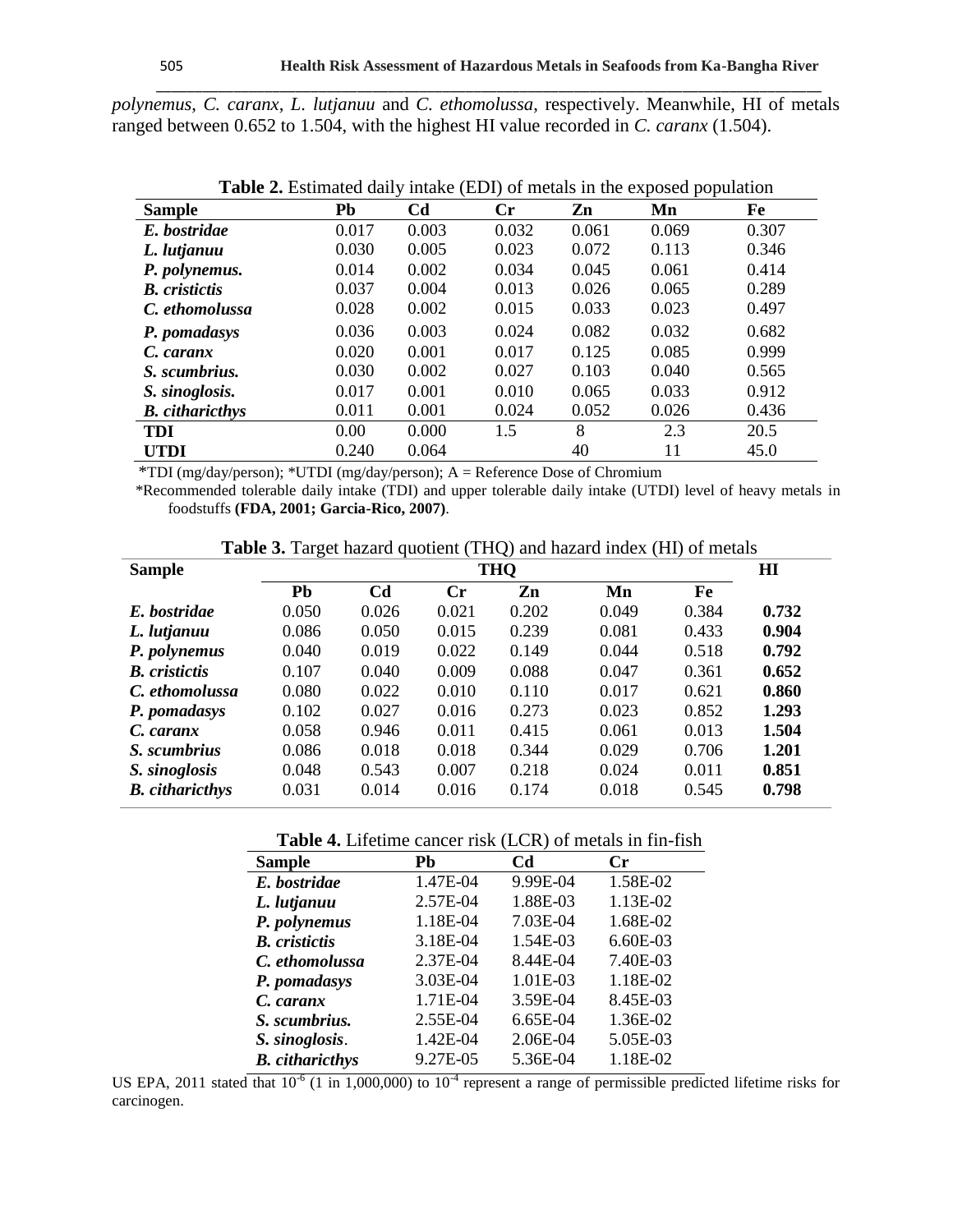*polynemus*, *C. caranx*, *L. lutjanuu* and *C. ethomolussa*, respectively. Meanwhile, HI of metals ranged between 0.652 to 1.504, with the highest HI value recorded in *C. caranx* (1.504).

**Table 2.** Estimated daily intake (EDI) of metals in the exposed population

| Sample | Pb | Cd | Cr | Zn | Mn | Fe |
|---|---|---|---|---|---|---|
| ***E. bostridae*** | 0.017 | 0.003 | 0.032 | 0.061 | 0.069 | 0.307 |
| ***L. lutjanuu*** | 0.030 | 0.005 | 0.023 | 0.072 | 0.113 | 0.346 |
| ***P. polynemus.*** | 0.014 | 0.002 | 0.034 | 0.045 | 0.061 | 0.414 |
| ***B. cristictis*** | 0.037 | 0.004 | 0.013 | 0.026 | 0.065 | 0.289 |
| ***C. ethomolussa*** | 0.028 | 0.002 | 0.015 | 0.033 | 0.023 | 0.497 |
| ***P. pomadasys*** | 0.036 | 0.003 | 0.024 | 0.082 | 0.032 | 0.682 |
| ***C. caranx*** | 0.020 | 0.001 | 0.017 | 0.125 | 0.085 | 0.999 |
| ***S. scumbrius.*** | 0.030 | 0.002 | 0.027 | 0.103 | 0.040 | 0.565 |
| ***S. sinoglosis.*** | 0.017 | 0.001 | 0.010 | 0.065 | 0.033 | 0.912 |
| ***B. citharicthys*** | 0.011 | 0.001 | 0.024 | 0.052 | 0.026 | 0.436 |
| **TDI** | 0.00 | 0.000 | 1.5 | 8 | 2.3 | 20.5 |
| **UTDI** | 0.240 | 0.064 | | 40 | 11 | 45.0 |

*TDI (mg/day/person); *UTDI (mg/day/person); A = Reference Dose of Chromium

*Recommended tolerable daily intake (TDI) and upper tolerable daily intake (UTDI) level of heavy metals in foodstuffs **(FDA, 2001; Garcia-Rico, 2007)**.

**Table 3.** Target hazard quotient (THQ) and hazard index (HI) of metals

| Sample | THQ | | | | | | HI |
|---|---|---|---|---|---|---|---|
| | Pb | Cd | Cr | Zn | Mn | Fe | |
| ***E. bostridae*** | 0.050 | 0.026 | 0.021 | 0.202 | 0.049 | 0.384 | **0.732** |
| ***L. lutjanuu*** | 0.086 | 0.050 | 0.015 | 0.239 | 0.081 | 0.433 | **0.904** |
| ***P. polynemus*** | 0.040 | 0.019 | 0.022 | 0.149 | 0.044 | 0.518 | **0.792** |
| ***B. cristictis*** | 0.107 | 0.040 | 0.009 | 0.088 | 0.047 | 0.361 | **0.652** |
| ***C. ethomolussa*** | 0.080 | 0.022 | 0.010 | 0.110 | 0.017 | 0.621 | **0.860** |
| ***P. pomadasys*** | 0.102 | 0.027 | 0.016 | 0.273 | 0.023 | 0.852 | **1.293** |
| ***C. caranx*** | 0.058 | 0.946 | 0.011 | 0.415 | 0.061 | 0.013 | **1.504** |
| ***S. scumbrius*** | 0.086 | 0.018 | 0.018 | 0.344 | 0.029 | 0.706 | **1.201** |
| ***S. sinoglosis*** | 0.048 | 0.543 | 0.007 | 0.218 | 0.024 | 0.011 | **0.851** |
| ***B. citharicthys*** | 0.031 | 0.014 | 0.016 | 0.174 | 0.018 | 0.545 | **0.798** |

**Table 4.** Lifetime cancer risk (LCR) of metals in fin-fish

| Sample | Pb | Cd | Cr |
|---|---|---|---|
| ***E. bostridae*** | 1.47E-04 | 9.99E-04 | 1.58E-02 |
| ***L. lutjanuu*** | 2.57E-04 | 1.88E-03 | 1.13E-02 |
| ***P. polynemus*** | 1.18E-04 | 7.03E-04 | 1.68E-02 |
| ***B. cristictis*** | 3.18E-04 | 1.54E-03 | 6.60E-03 |
| ***C. ethomolussa*** | 2.37E-04 | 8.44E-04 | 7.40E-03 |
| ***P. pomadasys*** | 3.03E-04 | 1.01E-03 | 1.18E-02 |
| ***C. caranx*** | 1.71E-04 | 3.59E-04 | 8.45E-03 |
| ***S. scumbrius.*** | 2.55E-04 | 6.65E-04 | 1.36E-02 |
| ***S. sinoglosis.*** | 1.42E-04 | 2.06E-04 | 5.05E-03 |
| ***B. citharicthys*** | 9.27E-05 | 5.36E-04 | 1.18E-02 |

US EPA, 2011 stated that $10^{-6}$ (1 in 1,000,000) to $10^{-4}$ represent a range of permissible predicted lifetime risks for carcinogen.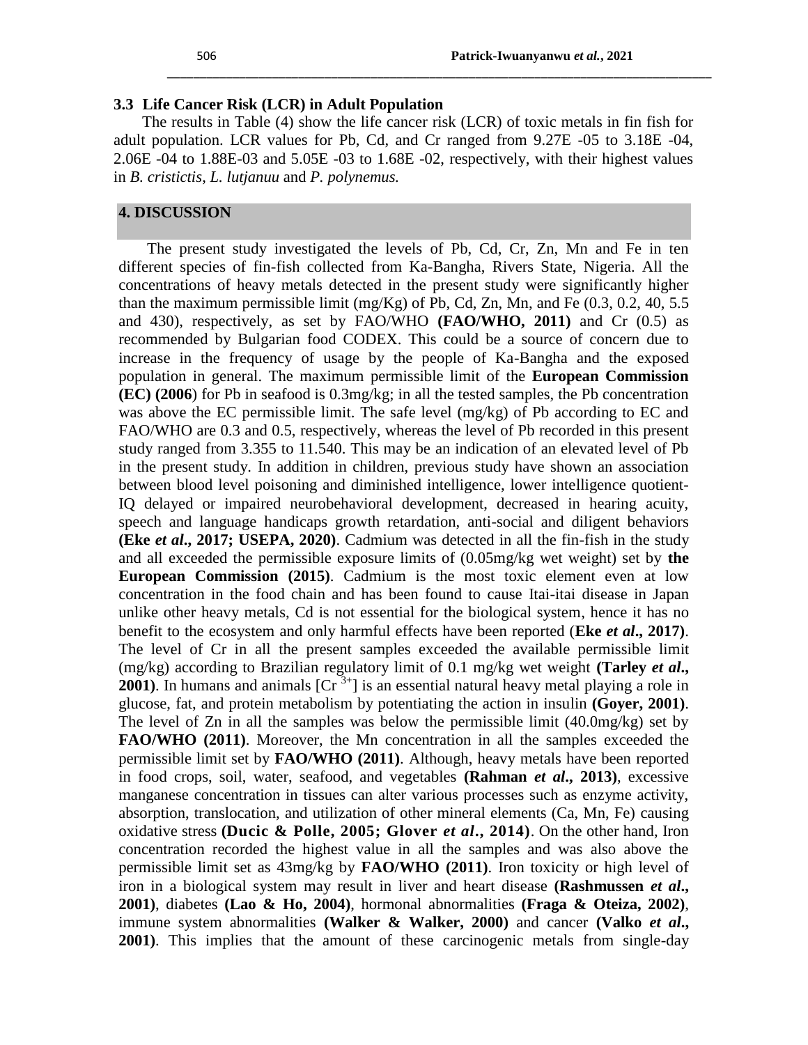### 3.3 Life Cancer Risk (LCR) in Adult Population

The results in Table (4) show the life cancer risk (LCR) of toxic metals in fin fish for adult population. LCR values for Pb, Cd, and Cr ranged from 9.27E -05 to 3.18E -04, 2.06E -04 to 1.88E-03 and 5.05E -03 to 1.68E -02, respectively, with their highest values in *B. cristictis*, *L. lutjanuu* and *P. polynemus.*

## 4. DISCUSSION

The present study investigated the levels of Pb, Cd, Cr, Zn, Mn and Fe in ten different species of fin-fish collected from Ka-Bangha, Rivers State, Nigeria. All the concentrations of heavy metals detected in the present study were significantly higher than the maximum permissible limit (mg/Kg) of Pb, Cd, Zn, Mn, and Fe (0.3, 0.2, 40, 5.5 and 430), respectively, as set by FAO/WHO **(FAO/WHO, 2011)** and Cr (0.5) as recommended by Bulgarian food CODEX. This could be a source of concern due to increase in the frequency of usage by the people of Ka-Bangha and the exposed population in general. The maximum permissible limit of the **European Commission (EC) (2006**) for Pb in seafood is 0.3mg/kg; in all the tested samples, the Pb concentration was above the EC permissible limit. The safe level (mg/kg) of Pb according to EC and FAO/WHO are 0.3 and 0.5, respectively, whereas the level of Pb recorded in this present study ranged from 3.355 to 11.540. This may be an indication of an elevated level of Pb in the present study. In addition in children, previous study have shown an association between blood level poisoning and diminished intelligence, lower intelligence quotient-IQ delayed or impaired neurobehavioral development, decreased in hearing acuity, speech and language handicaps growth retardation, anti-social and diligent behaviors **(Eke *et al*., 2017; USEPA, 2020)**. Cadmium was detected in all the fin-fish in the study and all exceeded the permissible exposure limits of (0.05mg/kg wet weight) set by **the European Commission (2015)**. Cadmium is the most toxic element even at low concentration in the food chain and has been found to cause Itai-itai disease in Japan unlike other heavy metals, Cd is not essential for the biological system, hence it has no benefit to the ecosystem and only harmful effects have been reported (**Eke *et al*., 2017)**. The level of Cr in all the present samples exceeded the available permissible limit (mg/kg) according to Brazilian regulatory limit of 0.1 mg/kg wet weight **(Tarley *et al*., 2001)**. In humans and animals [$Cr^{3+}$] is an essential natural heavy metal playing a role in glucose, fat, and protein metabolism by potentiating the action in insulin **(Goyer, 2001)**. The level of Zn in all the samples was below the permissible limit (40.0mg/kg) set by **FAO/WHO (2011)**. Moreover, the Mn concentration in all the samples exceeded the permissible limit set by **FAO/WHO (2011)**. Although, heavy metals have been reported in food crops, soil, water, seafood, and vegetables **(Rahman *et al*., 2013)**, excessive manganese concentration in tissues can alter various processes such as enzyme activity, absorption, translocation, and utilization of other mineral elements (Ca, Mn, Fe) causing oxidative stress **(Ducic & Polle, 2005; Glover *et al*., 2014)**. On the other hand, Iron concentration recorded the highest value in all the samples and was also above the permissible limit set as 43mg/kg by **FAO/WHO (2011)**. Iron toxicity or high level of iron in a biological system may result in liver and heart disease **(Rashmussen *et al*., 2001)**, diabetes **(Lao & Ho, 2004)**, hormonal abnormalities **(Fraga & Oteiza, 2002)**, immune system abnormalities **(Walker & Walker, 2000)** and cancer **(Valko *et al*., 2001)**. This implies that the amount of these carcinogenic metals from single-day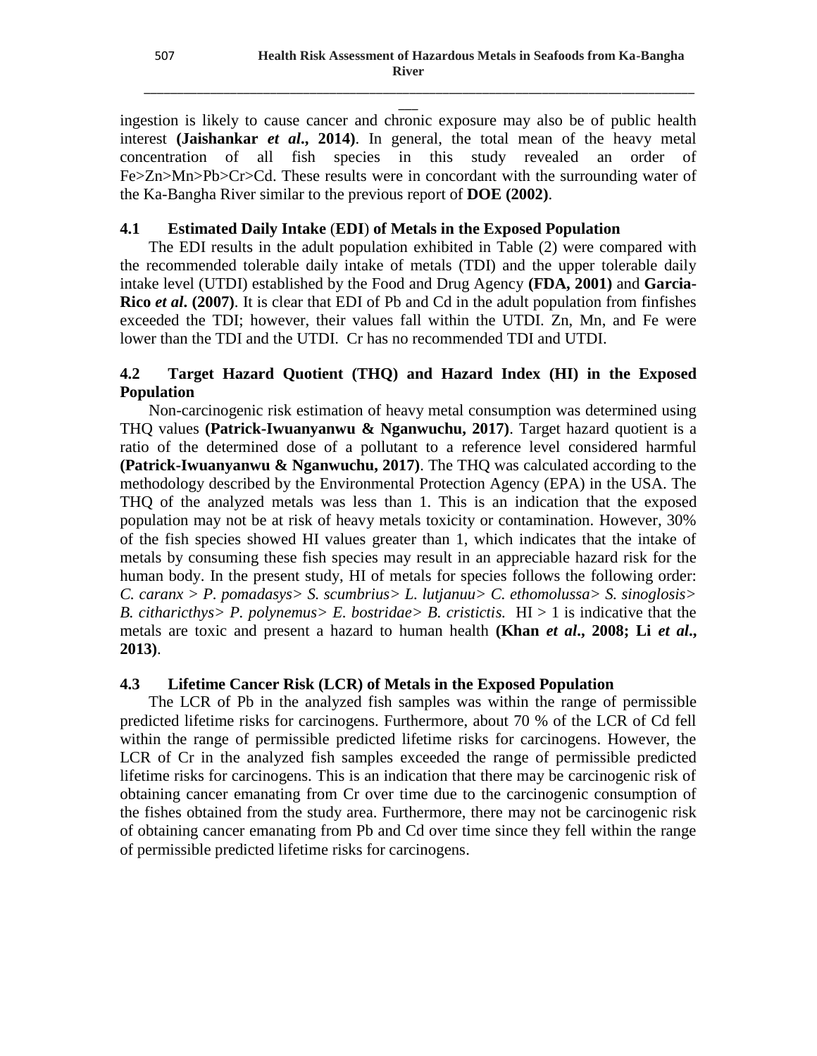ingestion is likely to cause cancer and chronic exposure may also be of public health interest **(Jaishankar *et al*., 2014)**. In general, the total mean of the heavy metal concentration of all fish species in this study revealed an order of Fe>Zn>Mn>Pb>Cr>Cd. These results were in concordant with the surrounding water of the Ka-Bangha River similar to the previous report of **DOE (2002)**.

### 4.1 Estimated Daily Intake (EDI) of Metals in the Exposed Population

The EDI results in the adult population exhibited in Table (2) were compared with the recommended tolerable daily intake of metals (TDI) and the upper tolerable daily intake level (UTDI) established by the Food and Drug Agency **(FDA, 2001)** and **Garcia-Rico *et al*. (2007)**. It is clear that EDI of Pb and Cd in the adult population from finfishes exceeded the TDI; however, their values fall within the UTDI. Zn, Mn, and Fe were lower than the TDI and the UTDI. Cr has no recommended TDI and UTDI.

### 4.2 Target Hazard Quotient (THQ) and Hazard Index (HI) in the Exposed Population

Non-carcinogenic risk estimation of heavy metal consumption was determined using THQ values **(Patrick-Iwuanyanwu & Nganwuchu, 2017)**. Target hazard quotient is a ratio of the determined dose of a pollutant to a reference level considered harmful **(Patrick-Iwuanyanwu & Nganwuchu, 2017)**. The THQ was calculated according to the methodology described by the Environmental Protection Agency (EPA) in the USA. The THQ of the analyzed metals was less than 1. This is an indication that the exposed population may not be at risk of heavy metals toxicity or contamination. However, 30% of the fish species showed HI values greater than 1, which indicates that the intake of metals by consuming these fish species may result in an appreciable hazard risk for the human body. In the present study, HI of metals for species follows the following order: *C. caranx > P. pomadasys> S. scumbrius> L. lutjanuu> C. ethomolussa> S. sinoglosis> B. citharicthys> P. polynemus> E. bostridae> B. cristictis.* HI > 1 is indicative that the metals are toxic and present a hazard to human health **(Khan *et al*., 2008; Li *et al*., 2013)**.

### 4.3 Lifetime Cancer Risk (LCR) of Metals in the Exposed Population

The LCR of Pb in the analyzed fish samples was within the range of permissible predicted lifetime risks for carcinogens. Furthermore, about 70 % of the LCR of Cd fell within the range of permissible predicted lifetime risks for carcinogens. However, the LCR of Cr in the analyzed fish samples exceeded the range of permissible predicted lifetime risks for carcinogens. This is an indication that there may be carcinogenic risk of obtaining cancer emanating from Cr over time due to the carcinogenic consumption of the fishes obtained from the study area. Furthermore, there may not be carcinogenic risk of obtaining cancer emanating from Pb and Cd over time since they fell within the range of permissible predicted lifetime risks for carcinogens.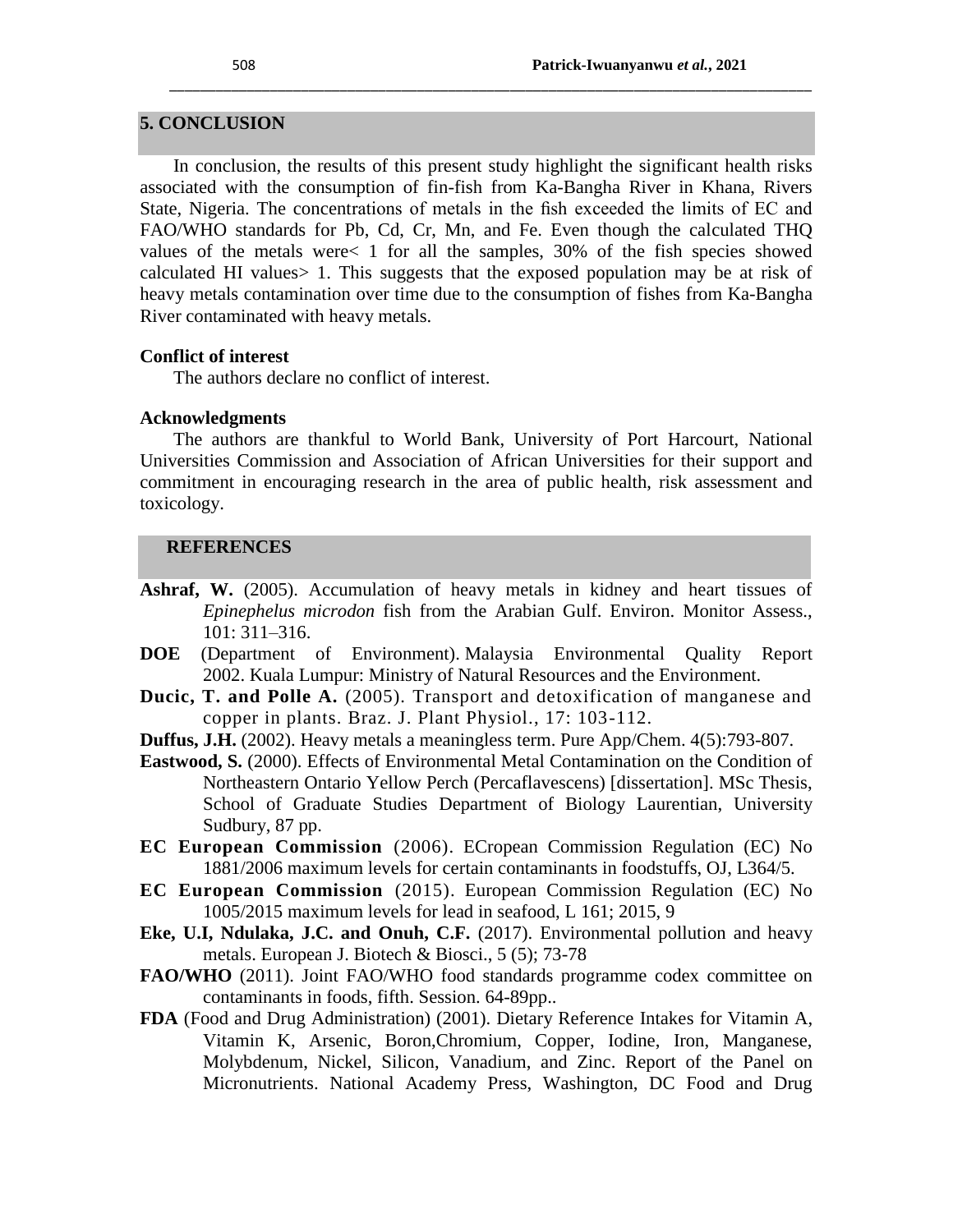## 5. CONCLUSION

In conclusion, the results of this present study highlight the significant health risks associated with the consumption of fin-fish from Ka-Bangha River in Khana, Rivers State, Nigeria. The concentrations of metals in the fish exceeded the limits of EC and FAO/WHO standards for Pb, Cd, Cr, Mn, and Fe. Even though the calculated THQ values of the metals were< 1 for all the samples, 30% of the fish species showed calculated HI values> 1. This suggests that the exposed population may be at risk of heavy metals contamination over time due to the consumption of fishes from Ka-Bangha River contaminated with heavy metals.

### Conflict of interest

The authors declare no conflict of interest.

### Acknowledgments

The authors are thankful to World Bank, University of Port Harcourt, National Universities Commission and Association of African Universities for their support and commitment in encouraging research in the area of public health, risk assessment and toxicology.

## REFERENCES

**Ashraf, W.** (2005). Accumulation of heavy metals in kidney and heart tissues of *Epinephelus microdon* fish from the Arabian Gulf. Environ. Monitor Assess., 101: 311–316.

**DOE** (Department of Environment). Malaysia Environmental Quality Report 2002. Kuala Lumpur: Ministry of Natural Resources and the Environment.

**Ducic, T. and Polle A.** (2005). Transport and detoxification of manganese and copper in plants. Braz. J. Plant Physiol., 17: 103-112.

**Duffus, J.H.** (2002). Heavy metals a meaningless term. Pure App/Chem. 4(5):793-807.

**Eastwood, S.** (2000). Effects of Environmental Metal Contamination on the Condition of Northeastern Ontario Yellow Perch (Percaflavescens) [dissertation]. MSc Thesis, School of Graduate Studies Department of Biology Laurentian, University Sudbury, 87 pp.

**EC European Commission** (2006). ECropean Commission Regulation (EC) No 1881/2006 maximum levels for certain contaminants in foodstuffs, OJ, L364/5.

**EC European Commission** (2015). European Commission Regulation (EC) No 1005/2015 maximum levels for lead in seafood, L 161; 2015, 9

**Eke, U.I, Ndulaka, J.C. and Onuh, C.F.** (2017). Environmental pollution and heavy metals. European J. Biotech & Biosci., 5 (5); 73-78

**FAO/WHO** (2011). Joint FAO/WHO food standards programme codex committee on contaminants in foods, fifth. Session. 64-89pp..

**FDA** (Food and Drug Administration) (2001). Dietary Reference Intakes for Vitamin A, Vitamin K, Arsenic, Boron,Chromium, Copper, Iodine, Iron, Manganese, Molybdenum, Nickel, Silicon, Vanadium, and Zinc. Report of the Panel on Micronutrients. National Academy Press, Washington, DC Food and Drug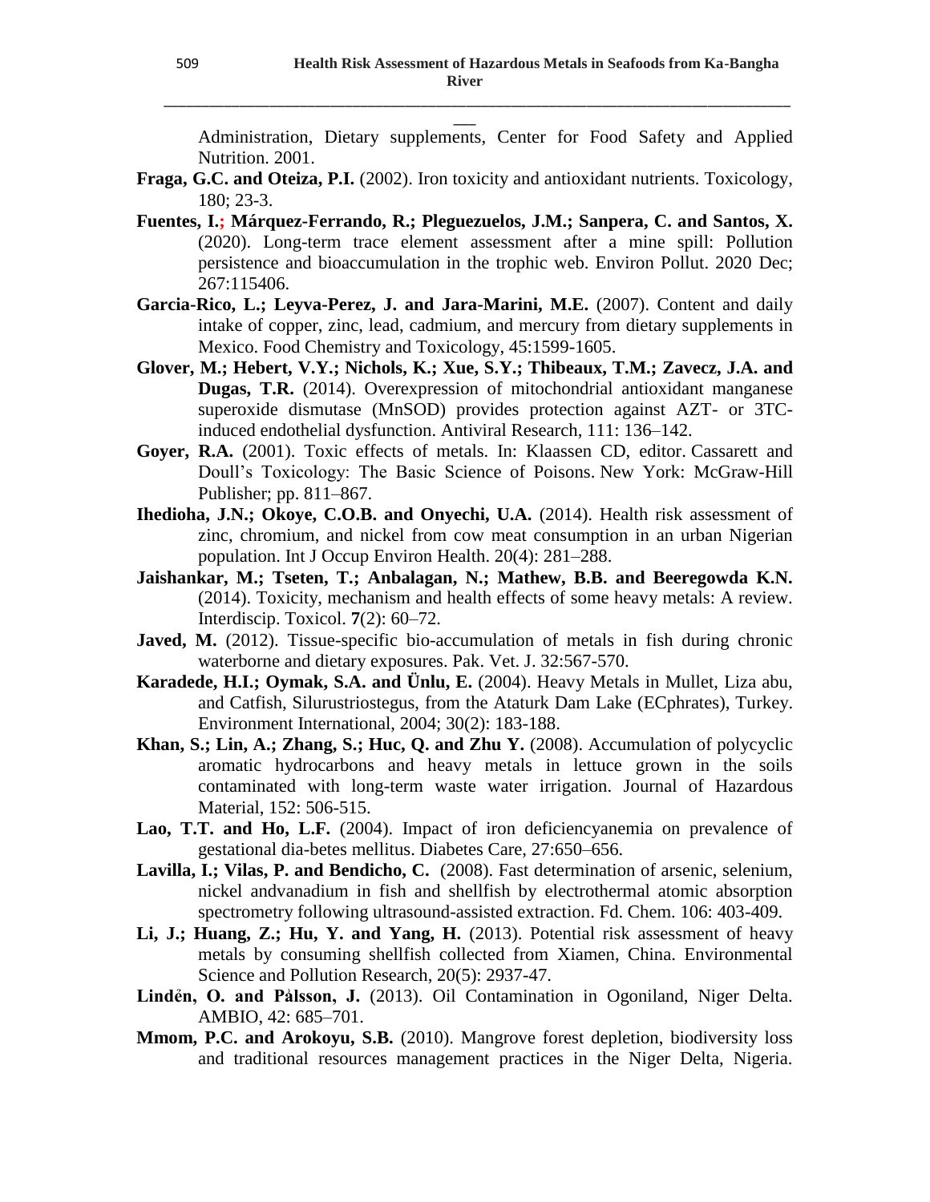Administration, Dietary supplements, Center for Food Safety and Applied Nutrition. 2001.

**Fraga, G.C. and Oteiza, P.I.** (2002). Iron toxicity and antioxidant nutrients. Toxicology, 180; 23-3.

**Fuentes, I.; Márquez-Ferrando, R.; Pleguezuelos, J.M.; Sanpera, C. and Santos, X.** (2020). Long-term trace element assessment after a mine spill: Pollution persistence and bioaccumulation in the trophic web. Environ Pollut. 2020 Dec; 267:115406.

**Garcia-Rico, L.; Leyva-Perez, J. and Jara-Marini, M.E.** (2007). Content and daily intake of copper, zinc, lead, cadmium, and mercury from dietary supplements in Mexico. Food Chemistry and Toxicology, 45:1599-1605.

**Glover, M.; Hebert, V.Y.; Nichols, K.; Xue, S.Y.; Thibeaux, T.M.; Zavecz, J.A. and Dugas, T.R.** (2014). Overexpression of mitochondrial antioxidant manganese superoxide dismutase (MnSOD) provides protection against AZT- or 3TC-induced endothelial dysfunction. Antiviral Research, 111: 136–142.

**Goyer, R.A.** (2001). Toxic effects of metals. In: Klaassen CD, editor. Cassarett and Doull's Toxicology: The Basic Science of Poisons. New York: McGraw-Hill Publisher; pp. 811–867.

**Ihedioha, J.N.; Okoye, C.O.B. and Onyechi, U.A.** (2014). Health risk assessment of zinc, chromium, and nickel from cow meat consumption in an urban Nigerian population. Int J Occup Environ Health. 20(4): 281–288.

**Jaishankar, M.; Tseten, T.; Anbalagan, N.; Mathew, B.B. and Beeregowda K.N.** (2014). Toxicity, mechanism and health effects of some heavy metals: A review. Interdiscip. Toxicol. **7**(2): 60–72.

**Javed, M.** (2012). Tissue-specific bio-accumulation of metals in fish during chronic waterborne and dietary exposures. Pak. Vet. J. 32:567-570.

**Karadede, H.I.; Oymak, S.A. and Ünlu, E.** (2004). Heavy Metals in Mullet, Liza abu, and Catfish, Silurustriostegus, from the Ataturk Dam Lake (ECphrates), Turkey. Environment International, 2004; 30(2): 183-188.

**Khan, S.; Lin, A.; Zhang, S.; Huc, Q. and Zhu Y.** (2008). Accumulation of polycyclic aromatic hydrocarbons and heavy metals in lettuce grown in the soils contaminated with long-term waste water irrigation. Journal of Hazardous Material, 152: 506-515.

**Lao, T.T. and Ho, L.F.** (2004). Impact of iron deficiencyanemia on prevalence of gestational dia-betes mellitus. Diabetes Care, 27:650–656.

**Lavilla, I.; Vilas, P. and Bendicho, C.** (2008). Fast determination of arsenic, selenium, nickel andvanadium in fish and shellfish by electrothermal atomic absorption spectrometry following ultrasound-assisted extraction. Fd. Chem. 106: 403-409.

**Li, J.; Huang, Z.; Hu, Y. and Yang, H.** (2013). Potential risk assessment of heavy metals by consuming shellfish collected from Xiamen, China. Environmental Science and Pollution Research, 20(5): 2937-47.

**Lindėn, O. and Pålsson, J.** (2013). Oil Contamination in Ogoniland, Niger Delta. AMBIO, 42: 685–701.

**Mmom, P.C. and Arokoyu, S.B.** (2010). Mangrove forest depletion, biodiversity loss and traditional resources management practices in the Niger Delta, Nigeria.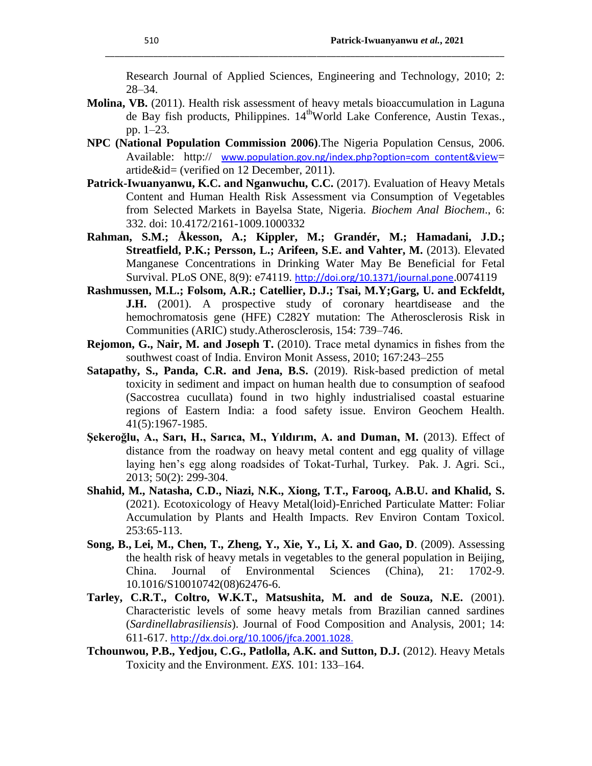Research Journal of Applied Sciences, Engineering and Technology, 2010; 2: 28–34.

**Molina, VB.** (2011). Health risk assessment of heavy metals bioaccumulation in Laguna de Bay fish products, Philippines. 14thWorld Lake Conference, Austin Texas., pp. 1–23.

**NPC (National Population Commission 2006)**.The Nigeria Population Census, 2006. Available: http:// www.population.gov.ng/index.php?option=com_content&view= artide&id= (verified on 12 December, 2011).

**Patrick-Iwuanyanwu, K.C. and Nganwuchu, C.C.** (2017). Evaluation of Heavy Metals Content and Human Health Risk Assessment via Consumption of Vegetables from Selected Markets in Bayelsa State, Nigeria. *Biochem Anal Biochem*., 6: 332. doi: 10.4172/2161-1009.1000332

**Rahman, S.M.; Åkesson, A.; Kippler, M.; Grandér, M.; Hamadani, J.D.; Streatfield, P.K.; Persson, L.; Arifeen, S.E. and Vahter, M.** (2013). Elevated Manganese Concentrations in Drinking Water May Be Beneficial for Fetal Survival. PLoS ONE, 8(9): e74119. http://doi.org/10.1371/journal.pone.0074119

**Rashmussen, M.L.; Folsom, A.R.; Catellier, D.J.; Tsai, M.Y;Garg, U. and Eckfeldt, J.H.** (2001). A prospective study of coronary heartdisease and the hemochromatosis gene (HFE) C282Y mutation: The Atherosclerosis Risk in Communities (ARIC) study.Atherosclerosis, 154: 739–746.

**Rejomon, G., Nair, M. and Joseph T.** (2010). Trace metal dynamics in fishes from the southwest coast of India. Environ Monit Assess, 2010; 167:243–255

**Satapathy, S., Panda, C.R. and Jena, B.S.** (2019). Risk-based prediction of metal toxicity in sediment and impact on human health due to consumption of seafood (Saccostrea cucullata) found in two highly industrialised coastal estuarine regions of Eastern India: a food safety issue. Environ Geochem Health. 41(5):1967-1985.

**Şekeroğlu, A., Sarı, H., Sarıca, M., Yıldırım, A. and Duman, M.** (2013). Effect of distance from the roadway on heavy metal content and egg quality of village laying hen's egg along roadsides of Tokat-Turhal, Turkey. Pak. J. Agri. Sci., 2013; 50(2): 299-304.

**Shahid, M., Natasha, C.D., Niazi, N.K., Xiong, T.T., Farooq, A.B.U. and Khalid, S.** (2021). Ecotoxicology of Heavy Metal(loid)-Enriched Particulate Matter: Foliar Accumulation by Plants and Health Impacts. Rev Environ Contam Toxicol. 253:65-113.

**Song, B., Lei, M., Chen, T., Zheng, Y., Xie, Y., Li, X. and Gao, D**. (2009). Assessing the health risk of heavy metals in vegetables to the general population in Beijing, China. Journal of Environmental Sciences (China), 21: 1702-9. 10.1016/S10010742(08)62476-6.

**Tarley, C.R.T., Coltro, W.K.T., Matsushita, M. and de Souza, N.E.** (2001). Characteristic levels of some heavy metals from Brazilian canned sardines (*Sardinellabrasiliensis*). Journal of Food Composition and Analysis, 2001; 14: 611-617. http://dx.doi.org/10.1006/jfca.2001.1028.

**Tchounwou, P.B., Yedjou, C.G., Patlolla, A.K. and Sutton, D.J.** (2012). Heavy Metals Toxicity and the Environment. *EXS.* 101: 133–164.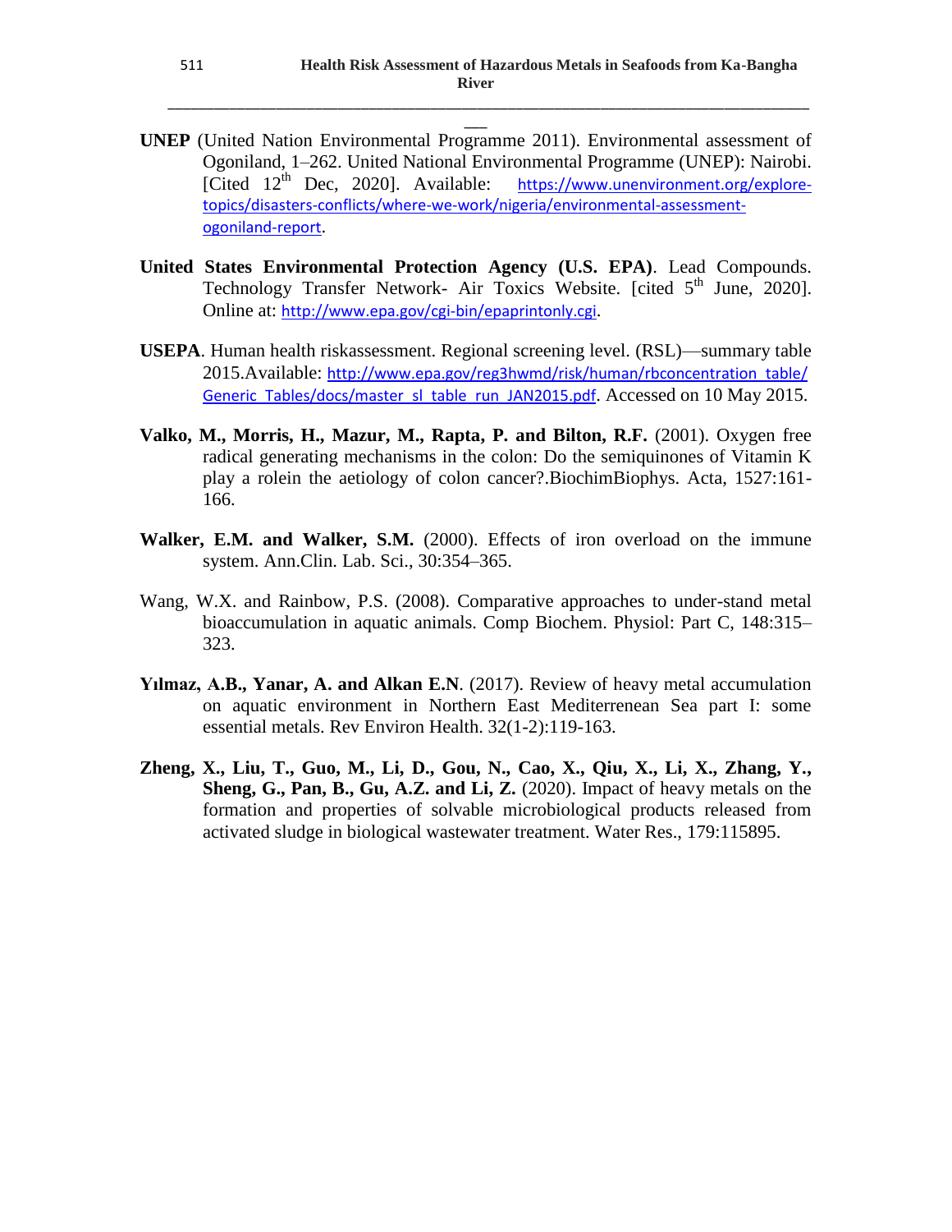**UNEP** (United Nation Environmental Programme 2011). Environmental assessment of Ogoniland, 1–262. United National Environmental Programme (UNEP): Nairobi. [Cited 12th Dec, 2020]. Available: https://www.unenvironment.org/explore-topics/disasters-conflicts/where-we-work/nigeria/environmental-assessment-ogoniland-report.

**United States Environmental Protection Agency (U.S. EPA)**. Lead Compounds. Technology Transfer Network- Air Toxics Website. [cited 5th June, 2020]. Online at: http://www.epa.gov/cgi-bin/epaprintonly.cgi.

**USEPA**. Human health riskassessment. Regional screening level. (RSL)—summary table 2015.Available: http://www.epa.gov/reg3hwmd/risk/human/rbconcentration_table/Generic_Tables/docs/master_sl_table_run_JAN2015.pdf. Accessed on 10 May 2015.

**Valko, M., Morris, H., Mazur, M., Rapta, P. and Bilton, R.F.** (2001). Oxygen free radical generating mechanisms in the colon: Do the semiquinones of Vitamin K play a rolein the aetiology of colon cancer?.BiochimBiophys. Acta, 1527:161-166.

**Walker, E.M. and Walker, S.M.** (2000). Effects of iron overload on the immune system. Ann.Clin. Lab. Sci., 30:354–365.

Wang, W.X. and Rainbow, P.S. (2008). Comparative approaches to under-stand metal bioaccumulation in aquatic animals. Comp Biochem. Physiol: Part C, 148:315–323.

**Yılmaz, A.B., Yanar, A. and Alkan E.N**. (2017). Review of heavy metal accumulation on aquatic environment in Northern East Mediterrenean Sea part I: some essential metals. Rev Environ Health. 32(1-2):119-163.

**Zheng, X., Liu, T., Guo, M., Li, D., Gou, N., Cao, X., Qiu, X., Li, X., Zhang, Y., Sheng, G., Pan, B., Gu, A.Z. and Li, Z.** (2020). Impact of heavy metals on the formation and properties of solvable microbiological products released from activated sludge in biological wastewater treatment. Water Res., 179:115895.